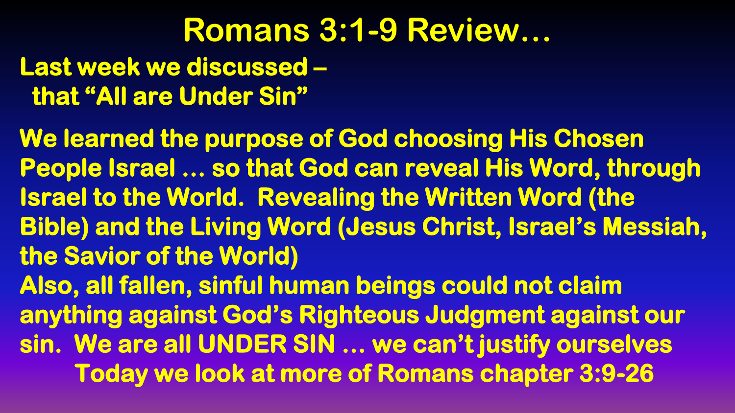# Romans 3:1-9 Review…

**Last week we discussed –**
**that "All are Under Sin"**

**We learned the purpose of God choosing His Chosen People Israel … so that God can reveal His Word, through Israel to the World. Revealing the Written Word (the Bible) and the Living Word (Jesus Christ, Israel's Messiah, the Savior of the World)**

**Also, all fallen, sinful human beings could not claim anything against God's Righteous Judgment against our sin. We are all UNDER SIN … we can't justify ourselves**

**Today we look at more of Romans chapter 3:9-26**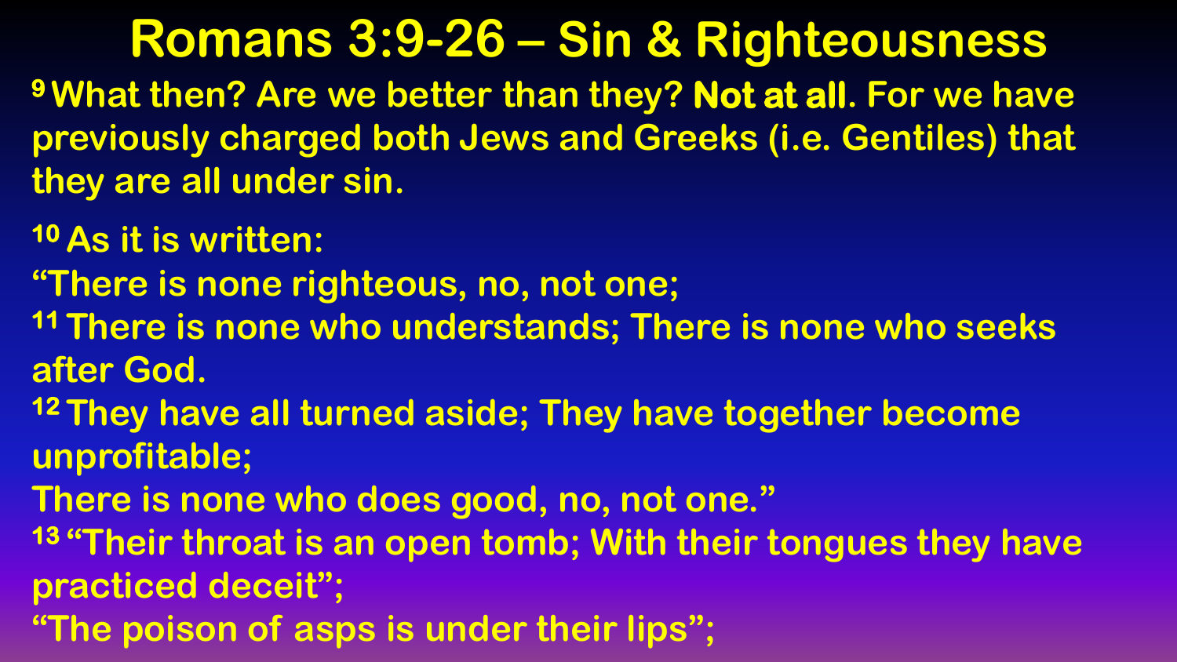# Romans 3:9-26 – Sin & Righteousness

9 What then? Are we better than they? **Not at all**. For we have previously charged both Jews and Greeks (i.e. Gentiles) that they are all under sin.

10 As it is written:
"There is none righteous, no, not one;
11 There is none who understands; There is none who seeks after God.
12 They have all turned aside; They have together become unprofitable;
There is none who does good, no, not one."
13 "Their throat is an open tomb; With their tongues they have practiced deceit";
"The poison of asps is under their lips";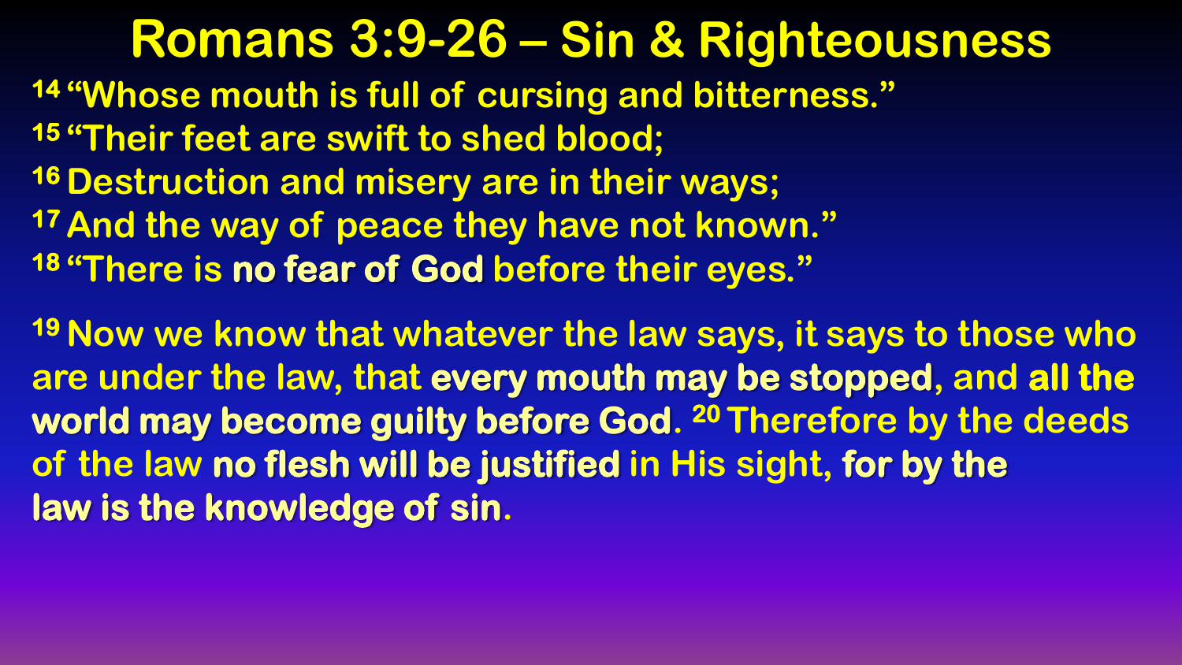# Romans 3:9-26 – Sin & Righteousness

14 "Whose mouth is full of cursing and bitterness."
15 "Their feet are swift to shed blood;
16 Destruction and misery are in their ways;
17 And the way of peace they have not known."
18 "There is **no fear of God** before their eyes."

19 Now we know that whatever the law says, it says to those who are under the law, that **every mouth may be stopped**, and **all the world may become guilty before God**. 20 Therefore by the deeds of the law **no flesh will be justified** in His sight, **for by the law is the knowledge of sin**.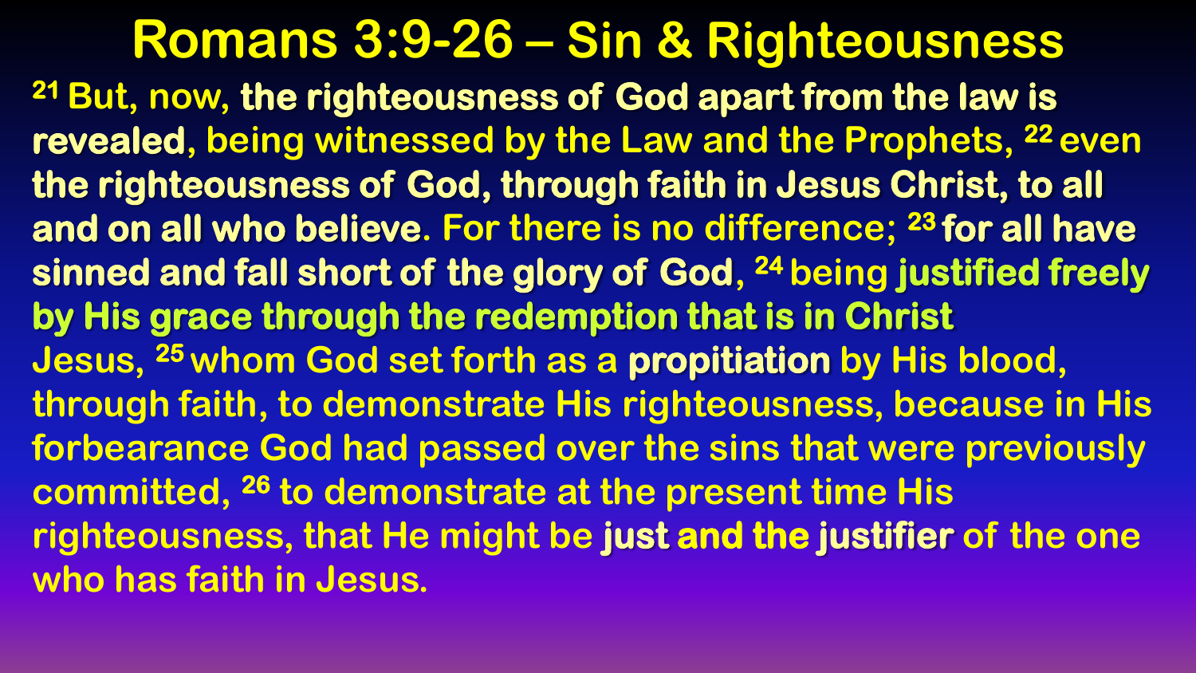# Romans 3:9-26 – Sin & Righteousness

[21] But, now, **the righteousness of God apart from the law is revealed**, being witnessed by the Law and the Prophets, [22] even **the righteousness of God, through faith in Jesus Christ, to all and on all who believe**. For there is no difference; [23] **for all have sinned and fall short of the glory of God**, [24] being **justified freely by His grace through the redemption that is in Christ** Jesus, [25] whom God set forth as a **propitiation** by His blood, through faith, to demonstrate His righteousness, because in His forbearance God had passed over the sins that were previously committed, [26] to demonstrate at the present time His righteousness, that He might be **just and the justifier** of the one who has faith in Jesus.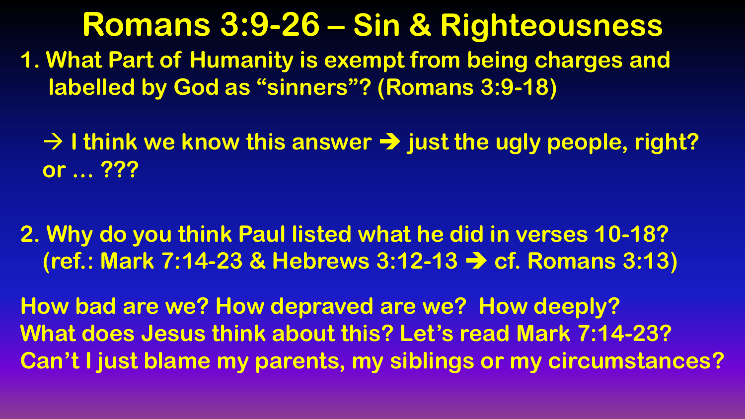# Romans 3:9-26 – Sin & Righteousness

1. What Part of Humanity is exempt from being charges and labelled by God as "sinners"? (Romans 3:9-18)

   → I think we know this answer ➔ just the ugly people, right? or … ???

2. Why do you think Paul listed what he did in verses 10-18? (ref.: Mark 7:14-23 & Hebrews 3:12-13 ➔ cf. Romans 3:13)

How bad are we? How depraved are we? How deeply?
What does Jesus think about this? Let's read Mark 7:14-23?
Can't I just blame my parents, my siblings or my circumstances?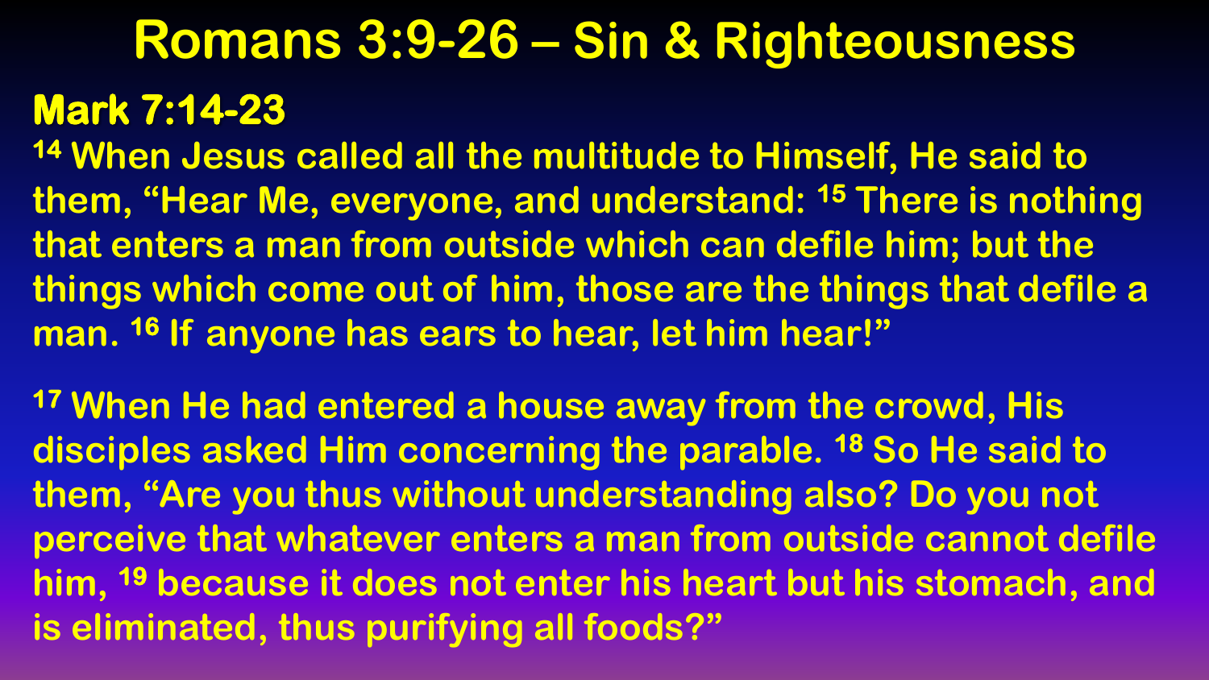# Romans 3:9-26 – Sin & Righteousness

## Mark 7:14-23

[14] When Jesus called all the multitude to Himself, He said to them, “Hear Me, everyone, and understand: [15] There is nothing that enters a man from outside which can defile him; but the things which come out of him, those are the things that defile a man. [16] If anyone has ears to hear, let him hear!”

[17] When He had entered a house away from the crowd, His disciples asked Him concerning the parable. [18] So He said to them, “Are you thus without understanding also? Do you not perceive that whatever enters a man from outside cannot defile him, [19] because it does not enter his heart but his stomach, and is eliminated, thus purifying all foods?”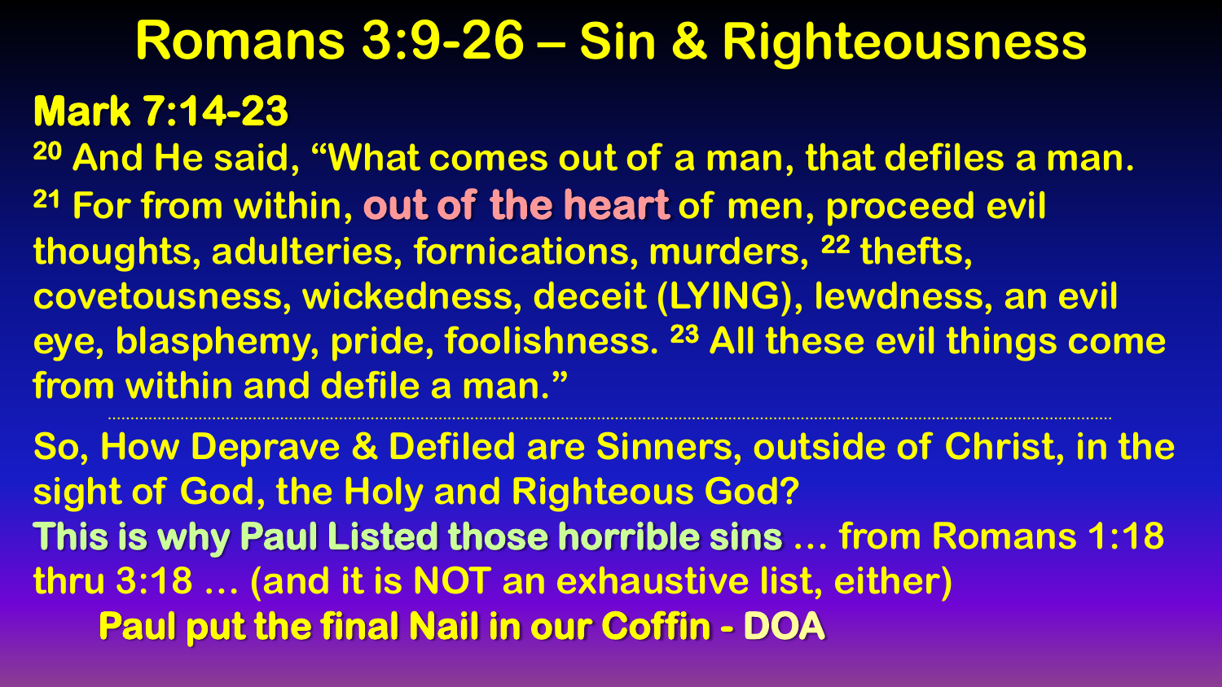# Romans 3:9-26 – Sin & Righteousness

**Mark 7:14-23**

[20] And He said, "What comes out of a man, that defiles a man. [21] For from within, out of the heart of men, proceed evil thoughts, adulteries, fornications, murders, [22] thefts, covetousness, wickedness, deceit (LYING), lewdness, an evil eye, blasphemy, pride, foolishness. [23] All these evil things come from within and defile a man."

---

So, How Deprave & Defiled are Sinners, outside of Christ, in the sight of God, the Holy and Righteous God?

**This is why Paul Listed those horrible sins** … from Romans 1:18 thru 3:18 … (and it is NOT an exhaustive list, either)

**Paul put the final Nail in our Coffin - DOA**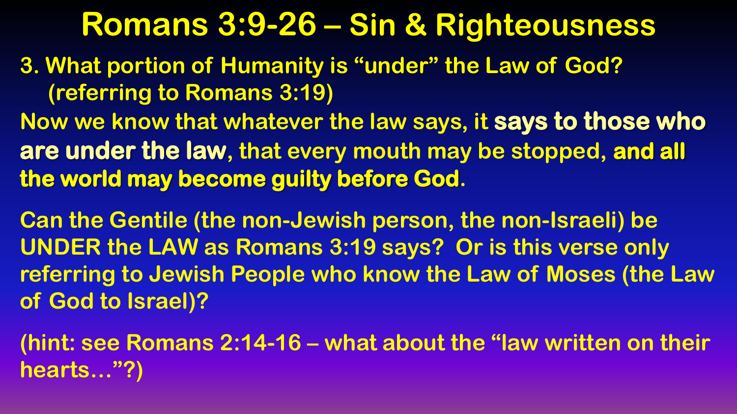# Romans 3:9-26 – Sin & Righteousness

3. What portion of Humanity is "under" the Law of God? (referring to Romans 3:19)

Now we know that whatever the law says, it **says to those who are under the law**, that every mouth may be stopped, **and all the world may become guilty before God**.

Can the Gentile (the non-Jewish person, the non-Israeli) be UNDER the LAW as Romans 3:19 says? Or is this verse only referring to Jewish People who know the Law of Moses (the Law of God to Israel)?

(hint: see Romans 2:14-16 – what about the "law written on their hearts…"?)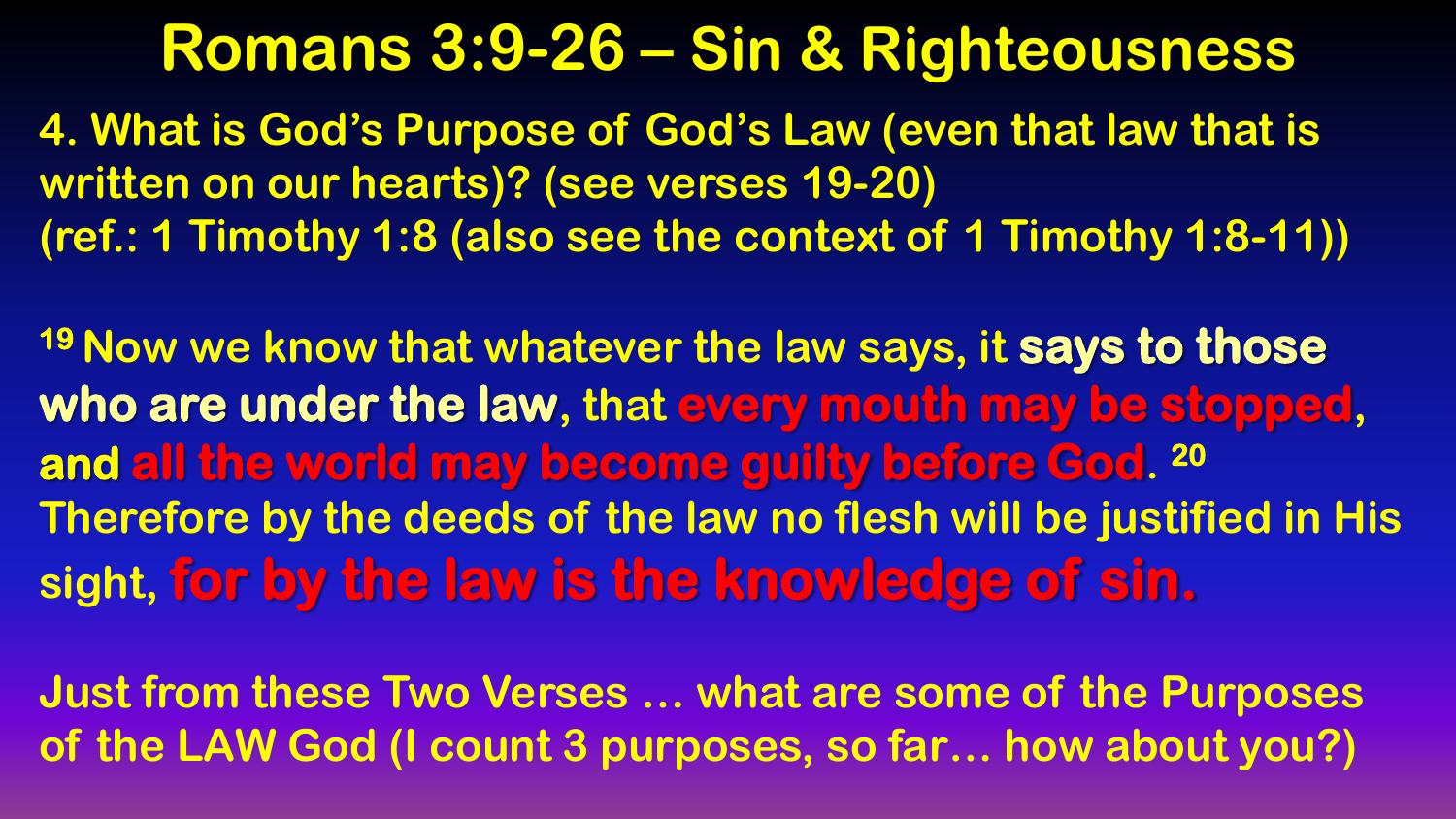# Romans 3:9-26 – Sin & Righteousness

**4. What is God's Purpose of God's Law (even that law that is written on our hearts)? (see verses 19-20)**
**(ref.: 1 Timothy 1:8 (also see the context of 1 Timothy 1:8-11))**

[19] Now we know that whatever the law says, it **says to those who are under the law**, that **every mouth may be stopped**, **and all the world may become guilty before God**. [20] Therefore by the deeds of the law no flesh will be justified in His sight, **for by the law is the knowledge of sin.**

**Just from these Two Verses … what are some of the Purposes of the LAW God (I count 3 purposes, so far… how about you?)**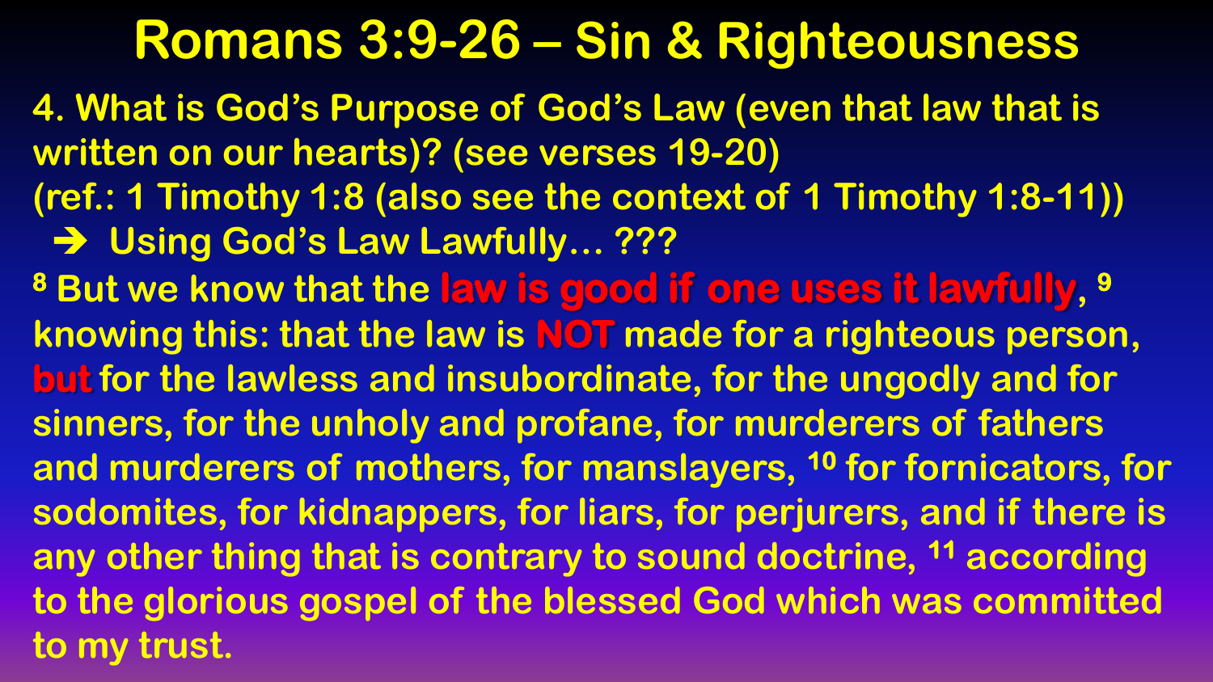# Romans 3:9-26 – Sin & Righteousness

**4. What is God's Purpose of God's Law (even that law that is written on our hearts)? (see verses 19-20)**
**(ref.: 1 Timothy 1:8 (also see the context of 1 Timothy 1:8-11))**

- ➔ **Using God's Law Lawfully… ???**

[8] But we know that the **law is good if one uses it lawfully**, [9] knowing this: that the law is **NOT** made for a righteous person, **but** for the lawless and insubordinate, for the ungodly and for sinners, for the unholy and profane, for murderers of fathers and murderers of mothers, for manslayers, [10] for fornicators, for sodomites, for kidnappers, for liars, for perjurers, and if there is any other thing that is contrary to sound doctrine, [11] according to the glorious gospel of the blessed God which was committed to my trust.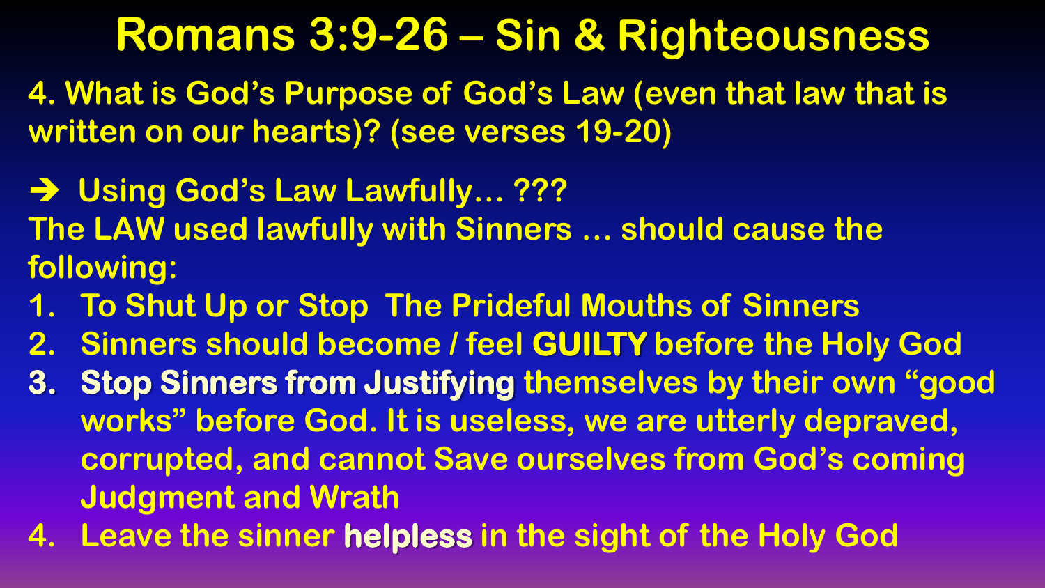# Romans 3:9-26 – Sin & Righteousness

**4. What is God's Purpose of God's Law (even that law that is written on our hearts)? (see verses 19-20)**

**➔ Using God's Law Lawfully… ???**

**The LAW used lawfully with Sinners … should cause the following:**

1. **To Shut Up or Stop The Prideful Mouths of Sinners**
2. **Sinners should become / feel GUILTY before the Holy God**
3. **Stop Sinners from Justifying themselves by their own "good works" before God. It is useless, we are utterly depraved, corrupted, and cannot Save ourselves from God's coming Judgment and Wrath**
4. **Leave the sinner helpless in the sight of the Holy God**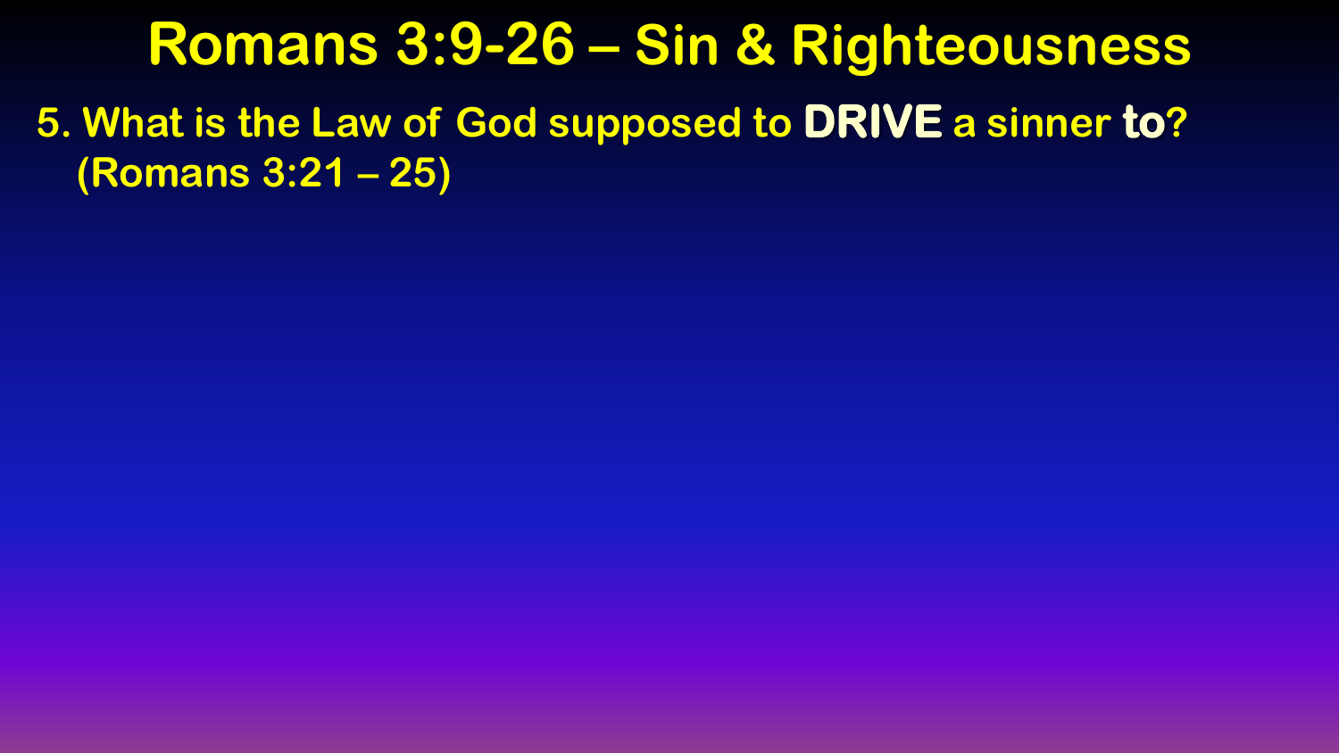# Romans 3:9-26 – Sin & Righteousness

5. What is the Law of God supposed to **DRIVE** a sinner **to**? (Romans 3:21 – 25)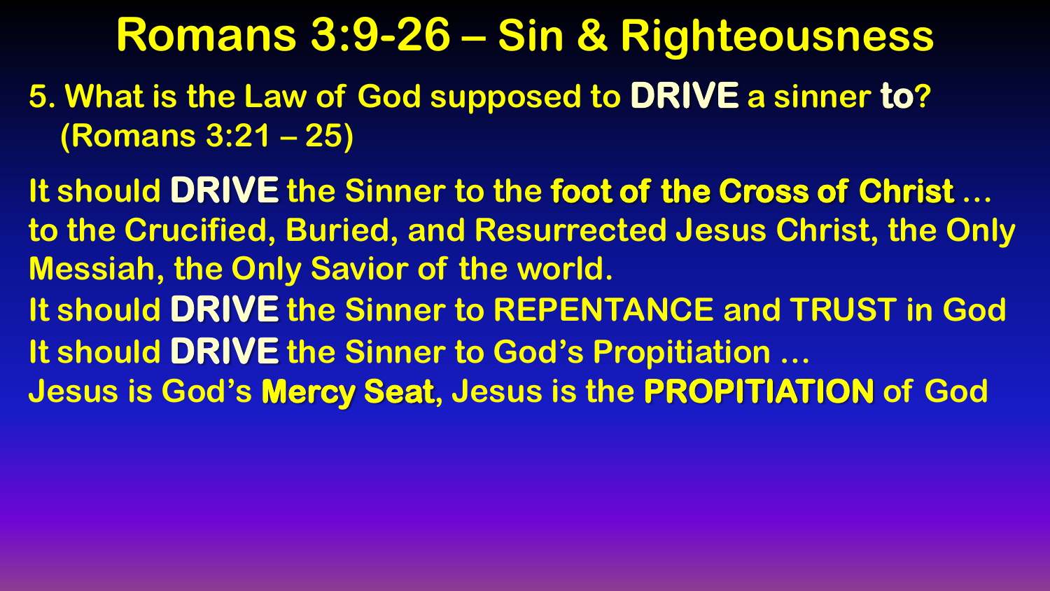# Romans 3:9-26 – Sin & Righteousness

5. What is the Law of God supposed to **DRIVE** a sinner **to**? (Romans 3:21 – 25)

It should **DRIVE** the Sinner to the **foot of the Cross of Christ** … to the Crucified, Buried, and Resurrected Jesus Christ, the Only Messiah, the Only Savior of the world.

It should **DRIVE** the Sinner to REPENTANCE and TRUST in God

It should **DRIVE** the Sinner to God's Propitiation …

Jesus is God's **Mercy Seat**, Jesus is the **PROPITIATION** of God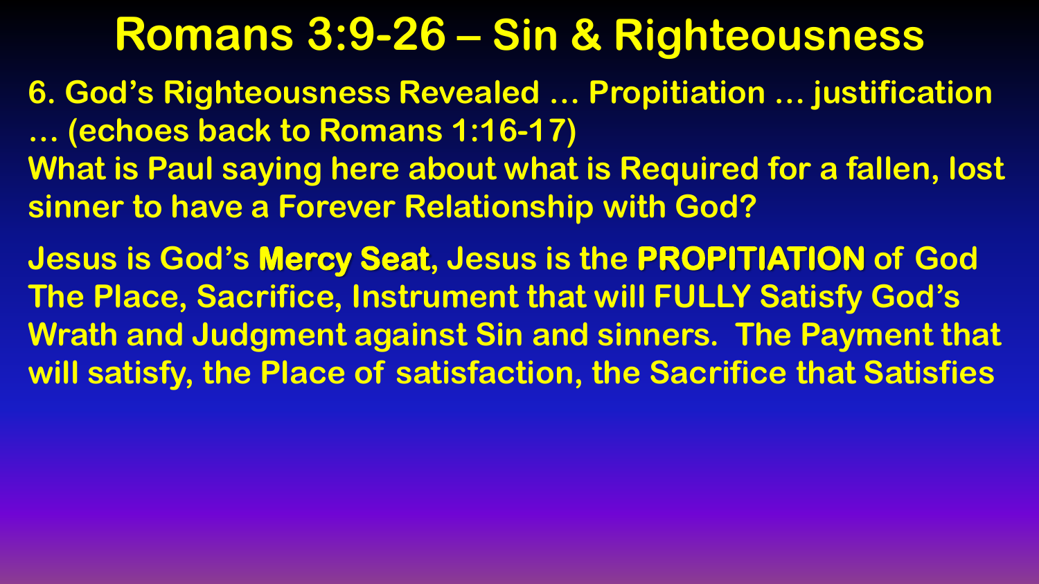# Romans 3:9-26 – Sin & Righteousness

**6. God's Righteousness Revealed … Propitiation … justification … (echoes back to Romans 1:16-17)**

**What is Paul saying here about what is Required for a fallen, lost sinner to have a Forever Relationship with God?**

**Jesus is God's Mercy Seat, Jesus is the PROPITIATION of God The Place, Sacrifice, Instrument that will FULLY Satisfy God's Wrath and Judgment against Sin and sinners. The Payment that will satisfy, the Place of satisfaction, the Sacrifice that Satisfies**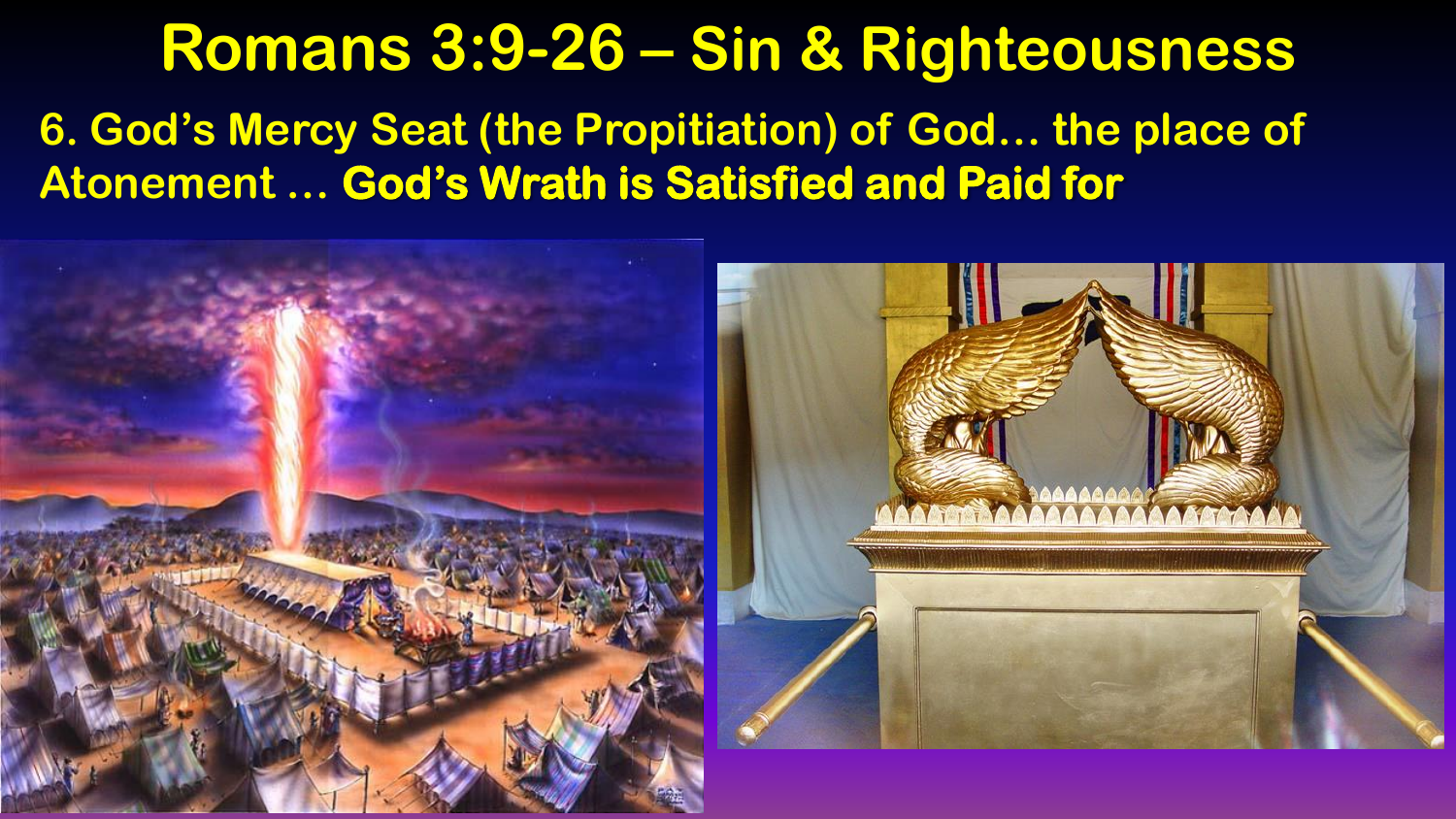# Romans 3:9-26 – Sin & Righteousness

## 6. God's Mercy Seat (the Propitiation) of God… the place of Atonement … **God's Wrath is Satisfied and Paid for**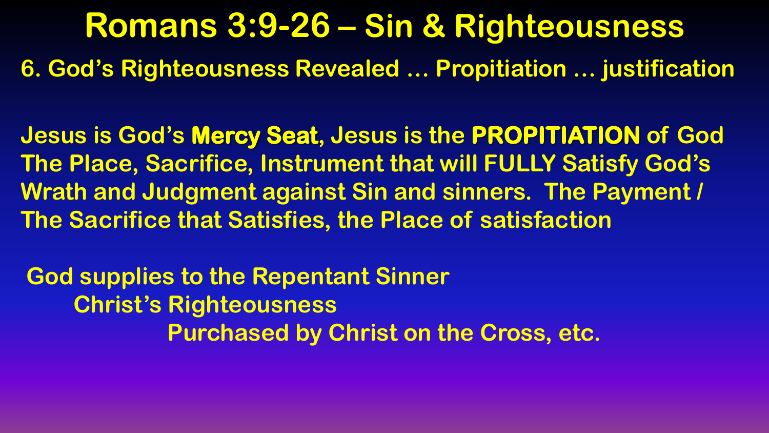# Romans 3:9-26 – Sin & Righteousness

## 6. God's Righteousness Revealed … Propitiation … justification

Jesus is God's **Mercy Seat**, Jesus is the **PROPITIATION** of God
The Place, Sacrifice, Instrument that will FULLY Satisfy God's Wrath and Judgment against Sin and sinners. The Payment / The Sacrifice that Satisfies, the Place of satisfaction

God supplies to the Repentant Sinner
- Christ's Righteousness
  - Purchased by Christ on the Cross, etc.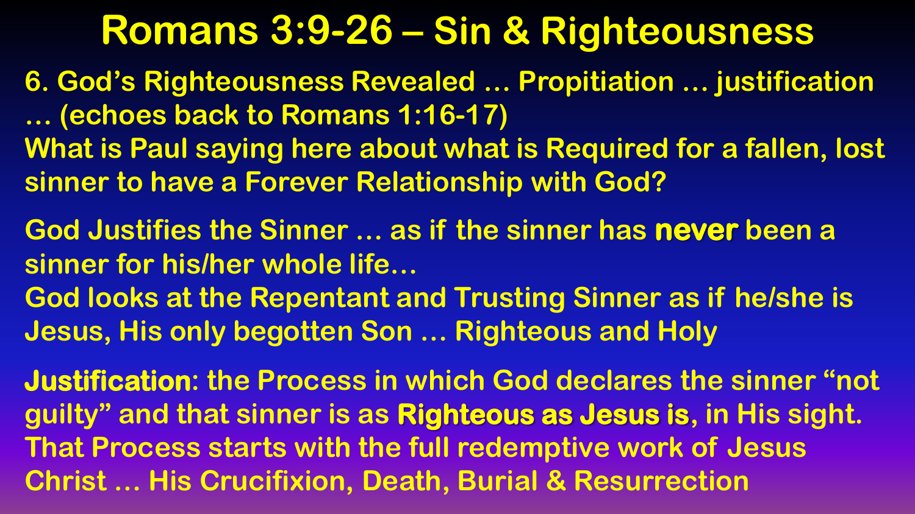# Romans 3:9-26 – Sin & Righteousness

6. God's Righteousness Revealed … Propitiation … justification … (echoes back to Romans 1:16-17)

What is Paul saying here about what is Required for a fallen, lost sinner to have a Forever Relationship with God?

God Justifies the Sinner … as if the sinner has **never** been a sinner for his/her whole life…

God looks at the Repentant and Trusting Sinner as if he/she is Jesus, His only begotten Son … Righteous and Holy

**Justification**: the Process in which God declares the sinner "not guilty" and that sinner is as **Righteous as Jesus is**, in His sight. That Process starts with the full redemptive work of Jesus Christ … His Crucifixion, Death, Burial & Resurrection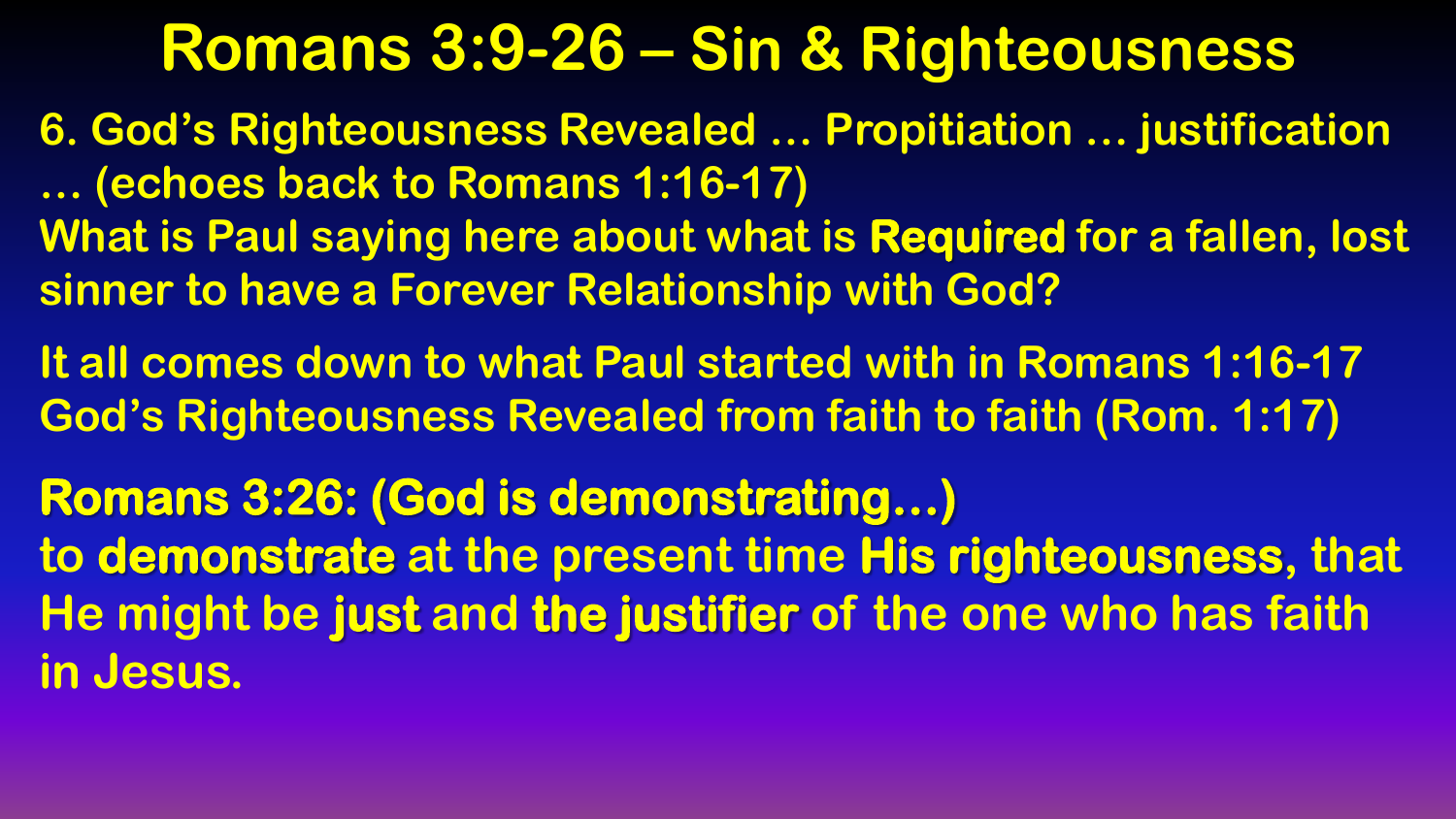# Romans 3:9-26 – Sin & Righteousness

6. God's Righteousness Revealed … Propitiation … justification … (echoes back to Romans 1:16-17)

What is Paul saying here about what is **Required** for a fallen, lost sinner to have a Forever Relationship with God?

It all comes down to what Paul started with in Romans 1:16-17 God's Righteousness Revealed from faith to faith (Rom. 1:17)

**Romans 3:26: (God is demonstrating…)**

to **demonstrate** at the present time **His righteousness**, that He might be **just** and **the justifier** of the one who has faith in Jesus.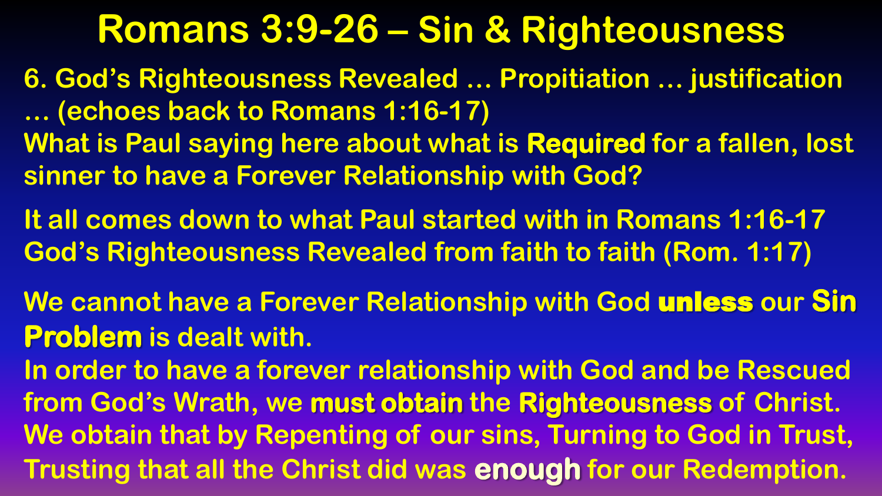# Romans 3:9-26 – Sin & Righteousness

6. God's Righteousness Revealed … Propitiation … justification … (echoes back to Romans 1:16-17)

What is Paul saying here about what is **Required** for a fallen, lost sinner to have a Forever Relationship with God?

It all comes down to what Paul started with in Romans 1:16-17 God's Righteousness Revealed from faith to faith (Rom. 1:17)

We cannot have a Forever Relationship with God **unless** our **Sin Problem** is dealt with.

In order to have a forever relationship with God and be Rescued from God's Wrath, we **must obtain** the **Righteousness** of Christ. We obtain that by Repenting of our sins, Turning to God in Trust, Trusting that all the Christ did was **enough** for our Redemption.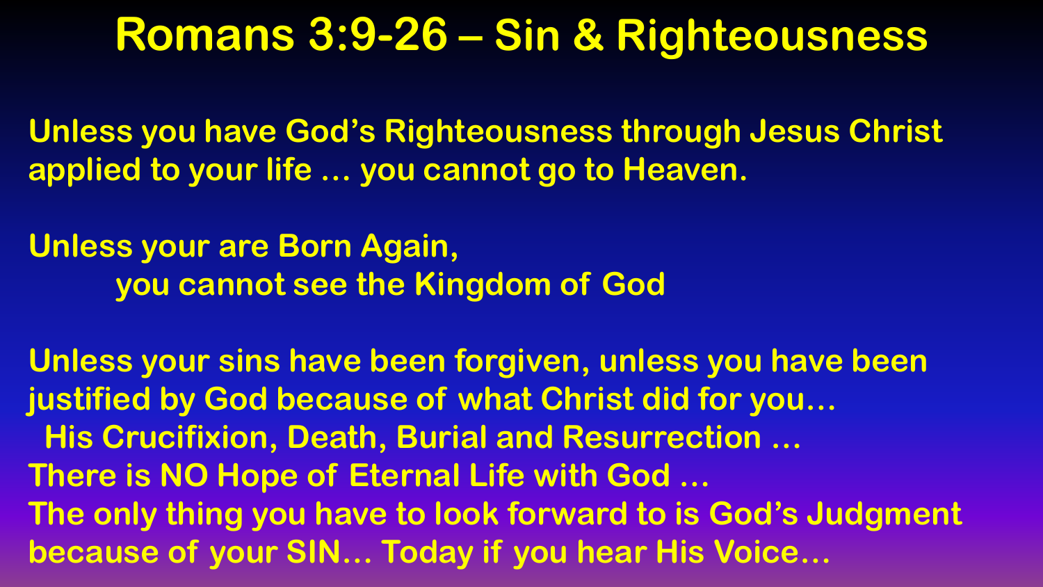# Romans 3:9-26 – Sin & Righteousness

Unless you have God's Righteousness through Jesus Christ applied to your life … you cannot go to Heaven.

Unless your are Born Again,
you cannot see the Kingdom of God

Unless your sins have been forgiven, unless you have been justified by God because of what Christ did for you…
His Crucifixion, Death, Burial and Resurrection …
There is NO Hope of Eternal Life with God …
The only thing you have to look forward to is God's Judgment because of your SIN… Today if you hear His Voice…